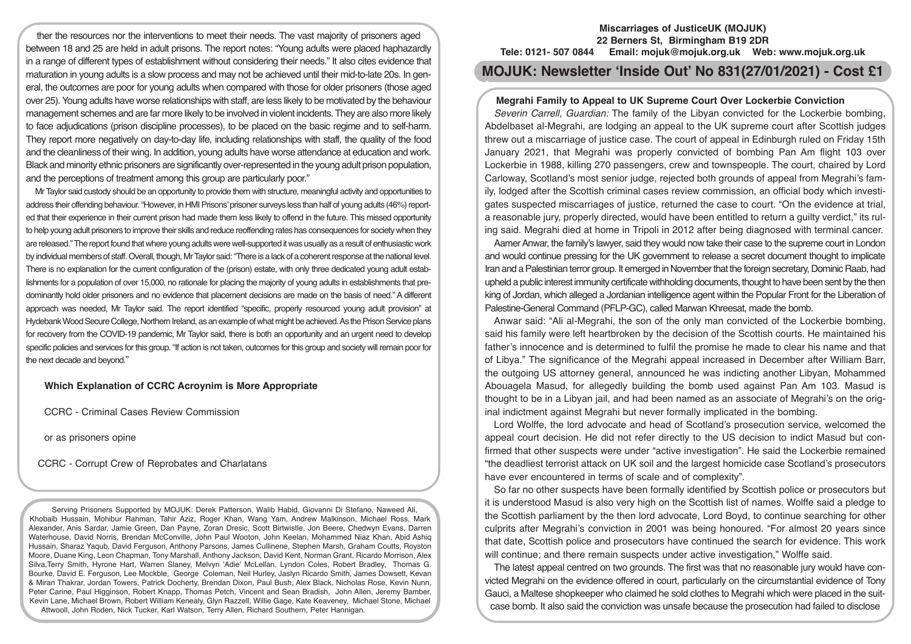ther the resources nor the interventions to meet their needs. The vast majority of prisoners aged between 18 and 25 are held in adult prisons. The report notes: "Young adults were placed haphazardly in a range of different types of establishment without considering their needs." It also cites evidence that maturation in young adults is a slow process and may not be achieved until their mid-to-late 20s. In general, the outcomes are poor for young adults when compared with those for older prisoners (those aged over 25). Young adults have worse relationships with staff, are less likely to be motivated by the behaviour management schemes and are far more likely to be involved in violent incidents. They are also more likely to face adjudications (prison discipline processes), to be placed on the basic regime and to self-harm. They report more negatively on day-to-day life, including relationships with staff, the quality of the food and the cleanliness of their wing. In addition, young adults have worse attendance at education and work. Black and minority ethnic prisoners are significantly over-represented in the young adult prison population, and the perceptions of treatment among this group are particularly poor."

Mr Taylor said custody should be an opportunity to provide them with structure, meaningful activity and opportunities to address their offending behaviour. "However, in HMI Prisons' prisoner surveys less than half of young adults (46%) reported that their experience in their current prison had made them less likely to offend in the future. This missed opportunity to help young adult prisoners to improve their skills and reduce reoffending rates has consequences for society when they are released." The report found that where young adults were well-supported it was usually as a result of enthusiastic work by individual members of staff. Overall, though, Mr Taylor said: "There is a lack of a coherent response at the national level. There is no explanation for the current configuration of the (prison) estate, with only three dedicated young adult establishments for a population of over 15,000, no rationale for placing the majority of young adults in establishments that predominantly hold older prisoners and no evidence that placement decisions are made on the basis of need." A different approach was needed, Mr Taylor said. The report identified "specific, properly resourced young adult provision" at Hydebank Wood Secure College, Northern Ireland, as an example of what might be achieved. As the Prison Service plans for recovery from the COVID-19 pandemic, Mr Taylor said, there is both an opportunity and an urgent need to develop specific policies and services for this group. "If action is not taken, outcomes for this group and society will remain poor for the next decade and beyond."

### Which Explanation of CCRC Acroynim is More Appropriate

CCRC - Criminal Cases Review Commission

or as prisoners opine

CCRC - Corrupt Crew of Reprobates and Charlatans

Serving Prisoners Supported by MOJUK: Derek Patterson, Walib Habid, Giovanni Di Stefano, Naweed Ali, Khobaib Hussain, Mohibur Rahman, Tahir Aziz, Roger Khan, Wang Yam, Andrew Malkinson, Michael Ross, Mark Alexander, Anis Sardar, Jamie Green, Dan Payne, Zoran Dresic, Scott Birtwistle, Jon Beere, Chedwyn Evans, Darren Waterhouse, David Norris, Brendan McConville, John Paul Wooton, John Keelan, Mohammed Niaz Khan, Abid Ashiq Hussain, Sharaz Yaqub, David Ferguson, Anthony Parsons, James Cullinene, Stephen Marsh, Graham Coutts, Royston Moore, Duane King, Leon Chapman, Tony Marshall, Anthony Jackson, David Kent, Norman Grant, Ricardo Morrison, Alex Silva,Terry Smith, Hyrone Hart, Warren Slaney, Melvyn 'Adie' McLellan, Lyndon Coles, Robert Bradley, Thomas G. Bourke, David E. Ferguson, Lee Mockble, George Coleman, Neil Hurley, Jaslyn Ricardo Smith, James Dowsett, Kevan & Miran Thakrar, Jordan Towers, Patrick Docherty, Brendan Dixon, Paul Bush, Alex Black, Nicholas Rose, Kevin Nunn, Peter Carine, Paul Higginson, Robert Knapp, Thomas Petch, Vincent and Sean Bradish, John Allen, Jeremy Bamber, Kevin Lane, Michael Brown, Robert William Kenealy, Glyn Razzell, Willie Gage, Kate Keaveney, Michael Stone, Michael Attwooll, John Roden, Nick Tucker, Karl Watson, Terry Allen, Richard Southern, Peter Hannigan.

**Miscarriages of JusticeUK (MOJUK)**
**22 Berners St, Birmingham B19 2DR**
**Tele: 0121- 507 0844 Email: mojuk@mojuk.org.uk Web: www.mojuk.org.uk**

# MOJUK: Newsletter 'Inside Out' No 831(27/01/2021) - Cost £1

## Megrahi Family to Appeal to UK Supreme Court Over Lockerbie Conviction

*Severin Carrell, Guardian:* The family of the Libyan convicted for the Lockerbie bombing, Abdelbaset al-Megrahi, are lodging an appeal to the UK supreme court after Scottish judges threw out a miscarriage of justice case. The court of appeal in Edinburgh ruled on Friday 15th January 2021, that Megrahi was properly convicted of bombing Pan Am flight 103 over Lockerbie in 1988, killing 270 passengers, crew and townspeople. The court, chaired by Lord Carloway, Scotland's most senior judge, rejected both grounds of appeal from Megrahi's family, lodged after the Scottish criminal cases review commission, an official body which investigates suspected miscarriages of justice, returned the case to court. "On the evidence at trial, a reasonable jury, properly directed, would have been entitled to return a guilty verdict," its ruling said. Megrahi died at home in Tripoli in 2012 after being diagnosed with terminal cancer.

Aamer Anwar, the family's lawyer, said they would now take their case to the supreme court in London and would continue pressing for the UK government to release a secret document thought to implicate Iran and a Palestinian terror group. It emerged in November that the foreign secretary, Dominic Raab, had upheld a public interest immunity certificate withholding documents, thought to have been sent by the then king of Jordan, which alleged a Jordanian intelligence agent within the Popular Front for the Liberation of Palestine-General Command (PFLP-GC), called Marwan Khreesat, made the bomb.

Anwar said: "Ali al-Megrahi, the son of the only man convicted of the Lockerbie bombing, said his family were left heartbroken by the decision of the Scottish courts. He maintained his father's innocence and is determined to fulfil the promise he made to clear his name and that of Libya." The significance of the Megrahi appeal increased in December after William Barr, the outgoing US attorney general, announced he was indicting another Libyan, Mohammed Abouagela Masud, for allegedly building the bomb used against Pan Am 103. Masud is thought to be in a Libyan jail, and had been named as an associate of Megrahi's on the original indictment against Megrahi but never formally implicated in the bombing.

Lord Wolffe, the lord advocate and head of Scotland's prosecution service, welcomed the appeal court decision. He did not refer directly to the US decision to indict Masud but confirmed that other suspects were under "active investigation". He said the Lockerbie remained "the deadliest terrorist attack on UK soil and the largest homicide case Scotland's prosecutors have ever encountered in terms of scale and of complexity".

So far no other suspects have been formally identified by Scottish police or prosecutors but it is understood Masud is also very high on the Scottish list of names. Wolffe said a pledge to the Scottish parliament by the then lord advocate, Lord Boyd, to continue searching for other culprits after Megrahi's conviction in 2001 was being honoured. "For almost 20 years since that date, Scottish police and prosecutors have continued the search for evidence. This work will continue; and there remain suspects under active investigation," Wolffe said.

The latest appeal centred on two grounds. The first was that no reasonable jury would have convicted Megrahi on the evidence offered in court, particularly on the circumstantial evidence of Tony Gauci, a Maltese shopkeeper who claimed he sold clothes to Megrahi which were placed in the suitcase bomb. It also said the conviction was unsafe because the prosecution had failed to disclose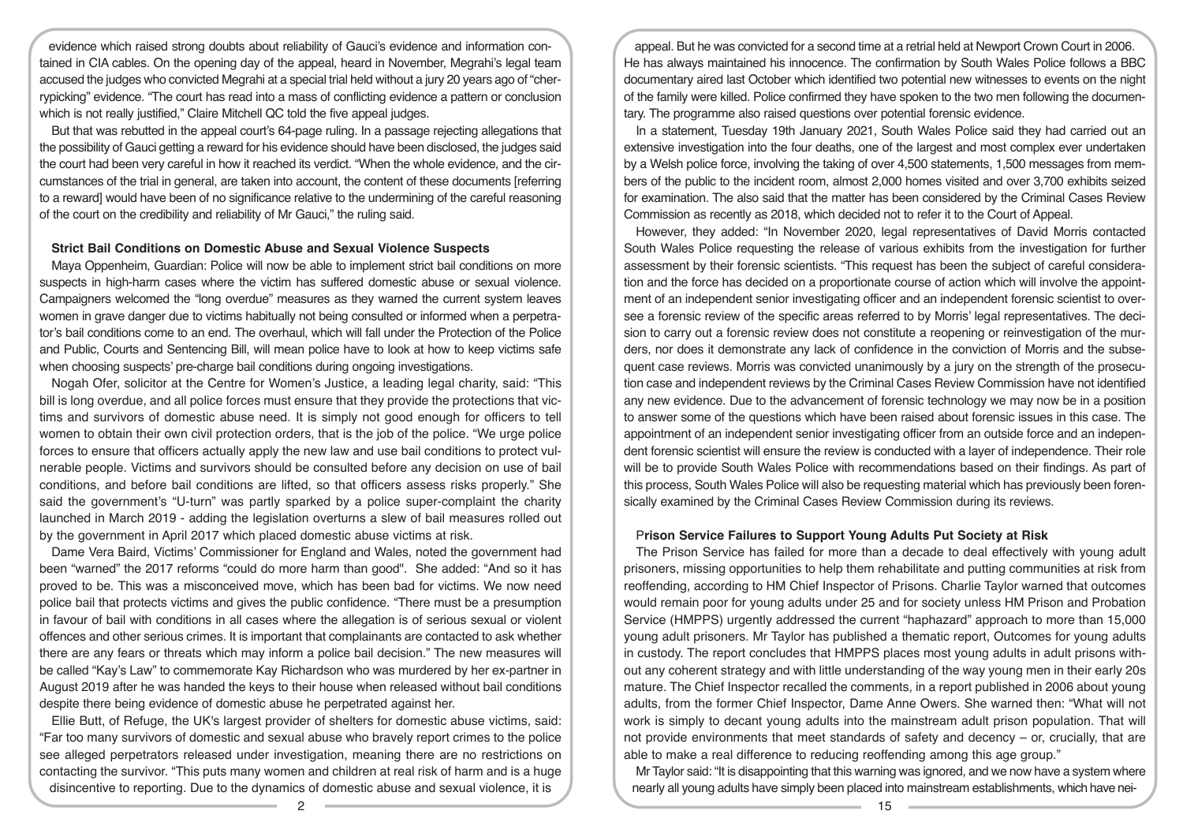evidence which raised strong doubts about reliability of Gauci's evidence and information contained in CIA cables. On the opening day of the appeal, heard in November, Megrahi's legal team accused the judges who convicted Megrahi at a special trial held without a jury 20 years ago of "cherrypicking" evidence. "The court has read into a mass of conflicting evidence a pattern or conclusion which is not really justified," Claire Mitchell QC told the five appeal judges.

But that was rebutted in the appeal court's 64-page ruling. In a passage rejecting allegations that the possibility of Gauci getting a reward for his evidence should have been disclosed, the judges said the court had been very careful in how it reached its verdict. "When the whole evidence, and the circumstances of the trial in general, are taken into account, the content of these documents [referring to a reward] would have been of no significance relative to the undermining of the careful reasoning of the court on the credibility and reliability of Mr Gauci," the ruling said.

### Strict Bail Conditions on Domestic Abuse and Sexual Violence Suspects

Maya Oppenheim, Guardian: Police will now be able to implement strict bail conditions on more suspects in high-harm cases where the victim has suffered domestic abuse or sexual violence. Campaigners welcomed the "long overdue" measures as they warned the current system leaves women in grave danger due to victims habitually not being consulted or informed when a perpetrator's bail conditions come to an end. The overhaul, which will fall under the Protection of the Police and Public, Courts and Sentencing Bill, will mean police have to look at how to keep victims safe when choosing suspects' pre-charge bail conditions during ongoing investigations.

Nogah Ofer, solicitor at the Centre for Women's Justice, a leading legal charity, said: "This bill is long overdue, and all police forces must ensure that they provide the protections that victims and survivors of domestic abuse need. It is simply not good enough for officers to tell women to obtain their own civil protection orders, that is the job of the police. "We urge police forces to ensure that officers actually apply the new law and use bail conditions to protect vulnerable people. Victims and survivors should be consulted before any decision on use of bail conditions, and before bail conditions are lifted, so that officers assess risks properly." She said the government's "U-turn" was partly sparked by a police super-complaint the charity launched in March 2019 - adding the legislation overturns a slew of bail measures rolled out by the government in April 2017 which placed domestic abuse victims at risk.

Dame Vera Baird, Victims' Commissioner for England and Wales, noted the government had been "warned" the 2017 reforms "could do more harm than good". She added: "And so it has proved to be. This was a misconceived move, which has been bad for victims. We now need police bail that protects victims and gives the public confidence. "There must be a presumption in favour of bail with conditions in all cases where the allegation is of serious sexual or violent offences and other serious crimes. It is important that complainants are contacted to ask whether there are any fears or threats which may inform a police bail decision." The new measures will be called "Kay's Law" to commemorate Kay Richardson who was murdered by her ex-partner in August 2019 after he was handed the keys to their house when released without bail conditions despite there being evidence of domestic abuse he perpetrated against her.

Ellie Butt, of Refuge, the UK's largest provider of shelters for domestic abuse victims, said: "Far too many survivors of domestic and sexual abuse who bravely report crimes to the police see alleged perpetrators released under investigation, meaning there are no restrictions on contacting the survivor. "This puts many women and children at real risk of harm and is a huge disincentive to reporting. Due to the dynamics of domestic abuse and sexual violence, it is

appeal. But he was convicted for a second time at a retrial held at Newport Crown Court in 2006. He has always maintained his innocence. The confirmation by South Wales Police follows a BBC documentary aired last October which identified two potential new witnesses to events on the night of the family were killed. Police confirmed they have spoken to the two men following the documentary. The programme also raised questions over potential forensic evidence.

In a statement, Tuesday 19th January 2021, South Wales Police said they had carried out an extensive investigation into the four deaths, one of the largest and most complex ever undertaken by a Welsh police force, involving the taking of over 4,500 statements, 1,500 messages from members of the public to the incident room, almost 2,000 homes visited and over 3,700 exhibits seized for examination. The also said that the matter has been considered by the Criminal Cases Review Commission as recently as 2018, which decided not to refer it to the Court of Appeal.

However, they added: "In November 2020, legal representatives of David Morris contacted South Wales Police requesting the release of various exhibits from the investigation for further assessment by their forensic scientists. "This request has been the subject of careful consideration and the force has decided on a proportionate course of action which will involve the appointment of an independent senior investigating officer and an independent forensic scientist to oversee a forensic review of the specific areas referred to by Morris' legal representatives. The decision to carry out a forensic review does not constitute a reopening or reinvestigation of the murders, nor does it demonstrate any lack of confidence in the conviction of Morris and the subsequent case reviews. Morris was convicted unanimously by a jury on the strength of the prosecution case and independent reviews by the Criminal Cases Review Commission have not identified any new evidence. Due to the advancement of forensic technology we may now be in a position to answer some of the questions which have been raised about forensic issues in this case. The appointment of an independent senior investigating officer from an outside force and an independent forensic scientist will ensure the review is conducted with a layer of independence. Their role will be to provide South Wales Police with recommendations based on their findings. As part of this process, South Wales Police will also be requesting material which has previously been forensically examined by the Criminal Cases Review Commission during its reviews.

### Prison Service Failures to Support Young Adults Put Society at Risk

The Prison Service has failed for more than a decade to deal effectively with young adult prisoners, missing opportunities to help them rehabilitate and putting communities at risk from reoffending, according to HM Chief Inspector of Prisons. Charlie Taylor warned that outcomes would remain poor for young adults under 25 and for society unless HM Prison and Probation Service (HMPPS) urgently addressed the current "haphazard" approach to more than 15,000 young adult prisoners. Mr Taylor has published a thematic report, Outcomes for young adults in custody. The report concludes that HMPPS places most young adults in adult prisons without any coherent strategy and with little understanding of the way young men in their early 20s mature. The Chief Inspector recalled the comments, in a report published in 2006 about young adults, from the former Chief Inspector, Dame Anne Owers. She warned then: "What will not work is simply to decant young adults into the mainstream adult prison population. That will not provide environments that meet standards of safety and decency – or, crucially, that are able to make a real difference to reducing reoffending among this age group."

Mr Taylor said: "It is disappointing that this warning was ignored, and we now have a system where nearly all young adults have simply been placed into mainstream establishments, which have nei-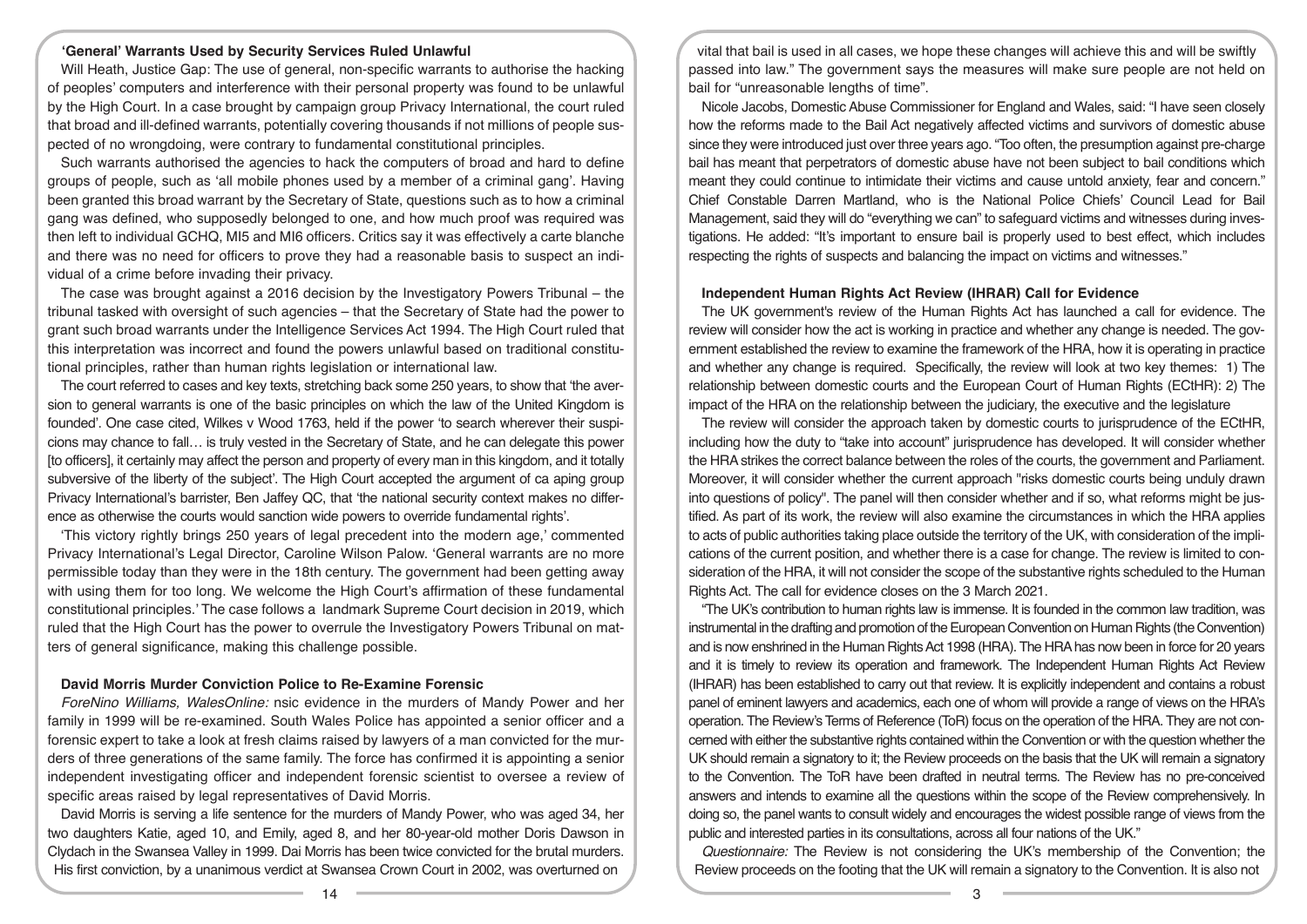## 'General' Warrants Used by Security Services Ruled Unlawful

Will Heath, Justice Gap: The use of general, non-specific warrants to authorise the hacking of peoples' computers and interference with their personal property was found to be unlawful by the High Court. In a case brought by campaign group Privacy International, the court ruled that broad and ill-defined warrants, potentially covering thousands if not millions of people suspected of no wrongdoing, were contrary to fundamental constitutional principles.

Such warrants authorised the agencies to hack the computers of broad and hard to define groups of people, such as 'all mobile phones used by a member of a criminal gang'. Having been granted this broad warrant by the Secretary of State, questions such as to how a criminal gang was defined, who supposedly belonged to one, and how much proof was required was then left to individual GCHQ, MI5 and MI6 officers. Critics say it was effectively a carte blanche and there was no need for officers to prove they had a reasonable basis to suspect an individual of a crime before invading their privacy.

The case was brought against a 2016 decision by the Investigatory Powers Tribunal – the tribunal tasked with oversight of such agencies – that the Secretary of State had the power to grant such broad warrants under the Intelligence Services Act 1994. The High Court ruled that this interpretation was incorrect and found the powers unlawful based on traditional constitutional principles, rather than human rights legislation or international law.

The court referred to cases and key texts, stretching back some 250 years, to show that 'the aversion to general warrants is one of the basic principles on which the law of the United Kingdom is founded'. One case cited, Wilkes v Wood 1763, held if the power 'to search wherever their suspicions may chance to fall… is truly vested in the Secretary of State, and he can delegate this power [to officers], it certainly may affect the person and property of every man in this kingdom, and it totally subversive of the liberty of the subject'. The High Court accepted the argument of ca aping group Privacy International's barrister, Ben Jaffey QC, that 'the national security context makes no difference as otherwise the courts would sanction wide powers to override fundamental rights'.

'This victory rightly brings 250 years of legal precedent into the modern age,' commented Privacy International's Legal Director, Caroline Wilson Palow. 'General warrants are no more permissible today than they were in the 18th century. The government had been getting away with using them for too long. We welcome the High Court's affirmation of these fundamental constitutional principles.' The case follows a landmark Supreme Court decision in 2019, which ruled that the High Court has the power to overrule the Investigatory Powers Tribunal on matters of general significance, making this challenge possible.

## David Morris Murder Conviction Police to Re-Examine Forensic

*ForeNino Williams, WalesOnline:* nsic evidence in the murders of Mandy Power and her family in 1999 will be re-examined. South Wales Police has appointed a senior officer and a forensic expert to take a look at fresh claims raised by lawyers of a man convicted for the murders of three generations of the same family. The force has confirmed it is appointing a senior independent investigating officer and independent forensic scientist to oversee a review of specific areas raised by legal representatives of David Morris.

David Morris is serving a life sentence for the murders of Mandy Power, who was aged 34, her two daughters Katie, aged 10, and Emily, aged 8, and her 80-year-old mother Doris Dawson in Clydach in the Swansea Valley in 1999. Dai Morris has been twice convicted for the brutal murders. His first conviction, by a unanimous verdict at Swansea Crown Court in 2002, was overturned on

vital that bail is used in all cases, we hope these changes will achieve this and will be swiftly passed into law." The government says the measures will make sure people are not held on bail for "unreasonable lengths of time".

Nicole Jacobs, Domestic Abuse Commissioner for England and Wales, said: "I have seen closely how the reforms made to the Bail Act negatively affected victims and survivors of domestic abuse since they were introduced just over three years ago. "Too often, the presumption against pre-charge bail has meant that perpetrators of domestic abuse have not been subject to bail conditions which meant they could continue to intimidate their victims and cause untold anxiety, fear and concern." Chief Constable Darren Martland, who is the National Police Chiefs' Council Lead for Bail Management, said they will do "everything we can" to safeguard victims and witnesses during investigations. He added: "It's important to ensure bail is properly used to best effect, which includes respecting the rights of suspects and balancing the impact on victims and witnesses."

## Independent Human Rights Act Review (IHRAR) Call for Evidence

The UK government's review of the Human Rights Act has launched a call for evidence. The review will consider how the act is working in practice and whether any change is needed. The government established the review to examine the framework of the HRA, how it is operating in practice and whether any change is required. Specifically, the review will look at two key themes: 1) The relationship between domestic courts and the European Court of Human Rights (ECtHR): 2) The impact of the HRA on the relationship between the judiciary, the executive and the legislature

The review will consider the approach taken by domestic courts to jurisprudence of the ECtHR, including how the duty to "take into account" jurisprudence has developed. It will consider whether the HRA strikes the correct balance between the roles of the courts, the government and Parliament. Moreover, it will consider whether the current approach "risks domestic courts being unduly drawn into questions of policy". The panel will then consider whether and if so, what reforms might be justified. As part of its work, the review will also examine the circumstances in which the HRA applies to acts of public authorities taking place outside the territory of the UK, with consideration of the implications of the current position, and whether there is a case for change. The review is limited to consideration of the HRA, it will not consider the scope of the substantive rights scheduled to the Human Rights Act. The call for evidence closes on the 3 March 2021.

"The UK's contribution to human rights law is immense. It is founded in the common law tradition, was instrumental in the drafting and promotion of the European Convention on Human Rights (the Convention) and is now enshrined in the Human Rights Act 1998 (HRA). The HRA has now been in force for 20 years and it is timely to review its operation and framework. The Independent Human Rights Act Review (IHRAR) has been established to carry out that review. It is explicitly independent and contains a robust panel of eminent lawyers and academics, each one of whom will provide a range of views on the HRA's operation. The Review's Terms of Reference (ToR) focus on the operation of the HRA. They are not concerned with either the substantive rights contained within the Convention or with the question whether the UK should remain a signatory to it; the Review proceeds on the basis that the UK will remain a signatory to the Convention. The ToR have been drafted in neutral terms. The Review has no pre-conceived answers and intends to examine all the questions within the scope of the Review comprehensively. In doing so, the panel wants to consult widely and encourages the widest possible range of views from the public and interested parties in its consultations, across all four nations of the UK."

*Questionnaire:* The Review is not considering the UK's membership of the Convention; the Review proceeds on the footing that the UK will remain a signatory to the Convention. It is also not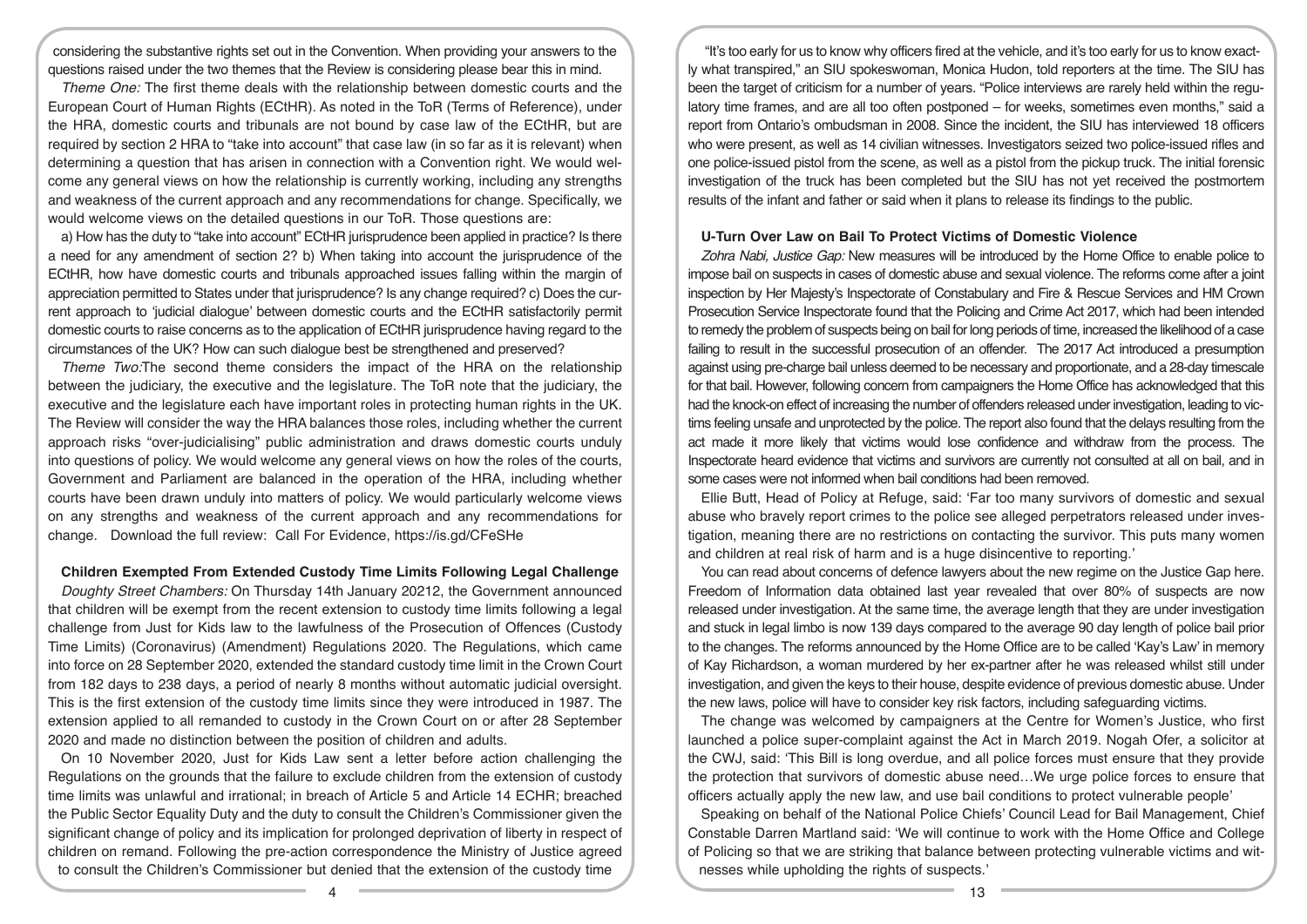considering the substantive rights set out in the Convention. When providing your answers to the questions raised under the two themes that the Review is considering please bear this in mind.

*Theme One:* The first theme deals with the relationship between domestic courts and the European Court of Human Rights (ECtHR). As noted in the ToR (Terms of Reference), under the HRA, domestic courts and tribunals are not bound by case law of the ECtHR, but are required by section 2 HRA to "take into account" that case law (in so far as it is relevant) when determining a question that has arisen in connection with a Convention right. We would welcome any general views on how the relationship is currently working, including any strengths and weakness of the current approach and any recommendations for change. Specifically, we would welcome views on the detailed questions in our ToR. Those questions are:

a) How has the duty to "take into account" ECtHR jurisprudence been applied in practice? Is there a need for any amendment of section 2? b) When taking into account the jurisprudence of the ECtHR, how have domestic courts and tribunals approached issues falling within the margin of appreciation permitted to States under that jurisprudence? Is any change required? c) Does the current approach to 'judicial dialogue' between domestic courts and the ECtHR satisfactorily permit domestic courts to raise concerns as to the application of ECtHR jurisprudence having regard to the circumstances of the UK? How can such dialogue best be strengthened and preserved?

*Theme Two:*The second theme considers the impact of the HRA on the relationship between the judiciary, the executive and the legislature. The ToR note that the judiciary, the executive and the legislature each have important roles in protecting human rights in the UK. The Review will consider the way the HRA balances those roles, including whether the current approach risks "over-judicialising" public administration and draws domestic courts unduly into questions of policy. We would welcome any general views on how the roles of the courts, Government and Parliament are balanced in the operation of the HRA, including whether courts have been drawn unduly into matters of policy. We would particularly welcome views on any strengths and weakness of the current approach and any recommendations for change. Download the full review: Call For Evidence, https://is.gd/CFeSHe

### Children Exempted From Extended Custody Time Limits Following Legal Challenge

*Doughty Street Chambers:* On Thursday 14th January 20212, the Government announced that children will be exempt from the recent extension to custody time limits following a legal challenge from Just for Kids law to the lawfulness of the Prosecution of Offences (Custody Time Limits) (Coronavirus) (Amendment) Regulations 2020. The Regulations, which came into force on 28 September 2020, extended the standard custody time limit in the Crown Court from 182 days to 238 days, a period of nearly 8 months without automatic judicial oversight. This is the first extension of the custody time limits since they were introduced in 1987. The extension applied to all remanded to custody in the Crown Court on or after 28 September 2020 and made no distinction between the position of children and adults.

On 10 November 2020, Just for Kids Law sent a letter before action challenging the Regulations on the grounds that the failure to exclude children from the extension of custody time limits was unlawful and irrational; in breach of Article 5 and Article 14 ECHR; breached the Public Sector Equality Duty and the duty to consult the Children's Commissioner given the significant change of policy and its implication for prolonged deprivation of liberty in respect of children on remand. Following the pre-action correspondence the Ministry of Justice agreed to consult the Children's Commissioner but denied that the extension of the custody time

"It's too early for us to know why officers fired at the vehicle, and it's too early for us to know exactly what transpired," an SIU spokeswoman, Monica Hudon, told reporters at the time. The SIU has been the target of criticism for a number of years. "Police interviews are rarely held within the regulatory time frames, and are all too often postponed – for weeks, sometimes even months," said a report from Ontario's ombudsman in 2008. Since the incident, the SIU has interviewed 18 officers who were present, as well as 14 civilian witnesses. Investigators seized two police-issued rifles and one police-issued pistol from the scene, as well as a pistol from the pickup truck. The initial forensic investigation of the truck has been completed but the SIU has not yet received the postmortem results of the infant and father or said when it plans to release its findings to the public.

### U-Turn Over Law on Bail To Protect Victims of Domestic Violence

*Zohra Nabi, Justice Gap:* New measures will be introduced by the Home Office to enable police to impose bail on suspects in cases of domestic abuse and sexual violence. The reforms come after a joint inspection by Her Majesty's Inspectorate of Constabulary and Fire & Rescue Services and HM Crown Prosecution Service Inspectorate found that the Policing and Crime Act 2017, which had been intended to remedy the problem of suspects being on bail for long periods of time, increased the likelihood of a case failing to result in the successful prosecution of an offender. The 2017 Act introduced a presumption against using pre-charge bail unless deemed to be necessary and proportionate, and a 28-day timescale for that bail. However, following concern from campaigners the Home Office has acknowledged that this had the knock-on effect of increasing the number of offenders released under investigation, leading to victims feeling unsafe and unprotected by the police. The report also found that the delays resulting from the act made it more likely that victims would lose confidence and withdraw from the process. The Inspectorate heard evidence that victims and survivors are currently not consulted at all on bail, and in some cases were not informed when bail conditions had been removed.

Ellie Butt, Head of Policy at Refuge, said: 'Far too many survivors of domestic and sexual abuse who bravely report crimes to the police see alleged perpetrators released under investigation, meaning there are no restrictions on contacting the survivor. This puts many women and children at real risk of harm and is a huge disincentive to reporting.'

You can read about concerns of defence lawyers about the new regime on the Justice Gap here. Freedom of Information data obtained last year revealed that over 80% of suspects are now released under investigation. At the same time, the average length that they are under investigation and stuck in legal limbo is now 139 days compared to the average 90 day length of police bail prior to the changes. The reforms announced by the Home Office are to be called 'Kay's Law' in memory of Kay Richardson, a woman murdered by her ex-partner after he was released whilst still under investigation, and given the keys to their house, despite evidence of previous domestic abuse. Under the new laws, police will have to consider key risk factors, including safeguarding victims.

The change was welcomed by campaigners at the Centre for Women's Justice, who first launched a police super-complaint against the Act in March 2019. Nogah Ofer, a solicitor at the CWJ, said: 'This Bill is long overdue, and all police forces must ensure that they provide the protection that survivors of domestic abuse need…We urge police forces to ensure that officers actually apply the new law, and use bail conditions to protect vulnerable people'

Speaking on behalf of the National Police Chiefs' Council Lead for Bail Management, Chief Constable Darren Martland said: 'We will continue to work with the Home Office and College of Policing so that we are striking that balance between protecting vulnerable victims and witnesses while upholding the rights of suspects.'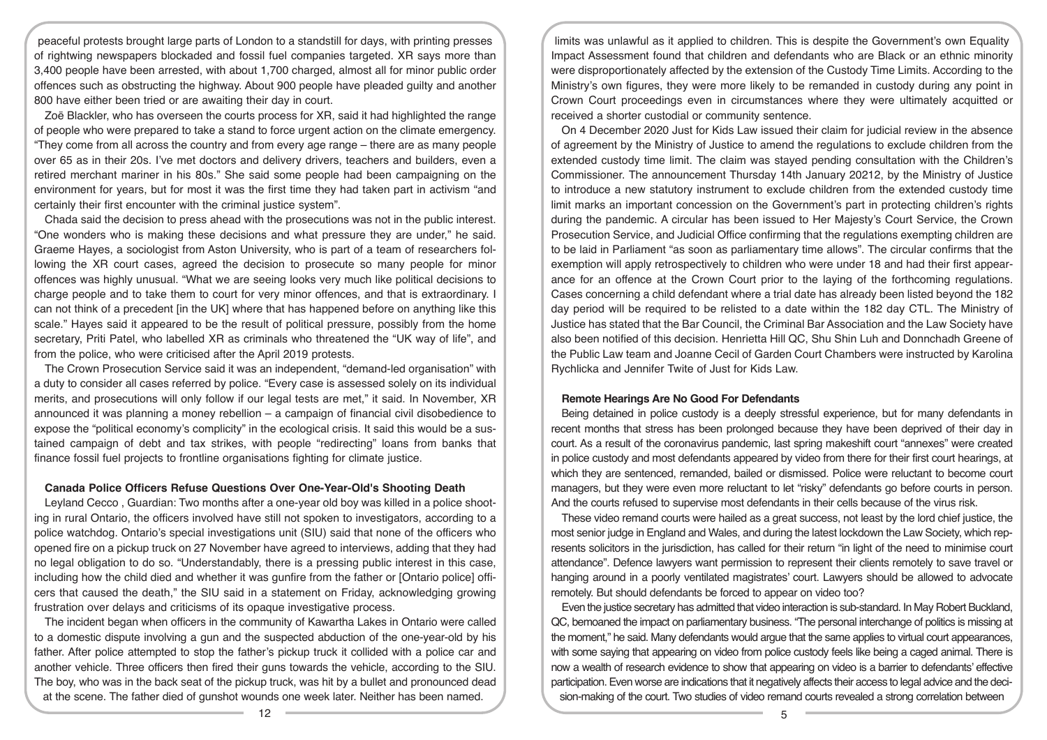peaceful protests brought large parts of London to a standstill for days, with printing presses of rightwing newspapers blockaded and fossil fuel companies targeted. XR says more than 3,400 people have been arrested, with about 1,700 charged, almost all for minor public order offences such as obstructing the highway. About 900 people have pleaded guilty and another 800 have either been tried or are awaiting their day in court.

Zoë Blackler, who has overseen the courts process for XR, said it had highlighted the range of people who were prepared to take a stand to force urgent action on the climate emergency. "They come from all across the country and from every age range – there are as many people over 65 as in their 20s. I've met doctors and delivery drivers, teachers and builders, even a retired merchant mariner in his 80s." She said some people had been campaigning on the environment for years, but for most it was the first time they had taken part in activism "and certainly their first encounter with the criminal justice system".

Chada said the decision to press ahead with the prosecutions was not in the public interest. "One wonders who is making these decisions and what pressure they are under," he said. Graeme Hayes, a sociologist from Aston University, who is part of a team of researchers following the XR court cases, agreed the decision to prosecute so many people for minor offences was highly unusual. "What we are seeing looks very much like political decisions to charge people and to take them to court for very minor offences, and that is extraordinary. I can not think of a precedent [in the UK] where that has happened before on anything like this scale." Hayes said it appeared to be the result of political pressure, possibly from the home secretary, Priti Patel, who labelled XR as criminals who threatened the "UK way of life", and from the police, who were criticised after the April 2019 protests.

The Crown Prosecution Service said it was an independent, "demand-led organisation" with a duty to consider all cases referred by police. "Every case is assessed solely on its individual merits, and prosecutions will only follow if our legal tests are met," it said. In November, XR announced it was planning a money rebellion – a campaign of financial civil disobedience to expose the "political economy's complicity" in the ecological crisis. It said this would be a sustained campaign of debt and tax strikes, with people "redirecting" loans from banks that finance fossil fuel projects to frontline organisations fighting for climate justice.

### Canada Police Officers Refuse Questions Over One-Year-Old's Shooting Death

Leyland Cecco , Guardian: Two months after a one-year old boy was killed in a police shooting in rural Ontario, the officers involved have still not spoken to investigators, according to a police watchdog. Ontario's special investigations unit (SIU) said that none of the officers who opened fire on a pickup truck on 27 November have agreed to interviews, adding that they had no legal obligation to do so. "Understandably, there is a pressing public interest in this case, including how the child died and whether it was gunfire from the father or [Ontario police] officers that caused the death," the SIU said in a statement on Friday, acknowledging growing frustration over delays and criticisms of its opaque investigative process.

The incident began when officers in the community of Kawartha Lakes in Ontario were called to a domestic dispute involving a gun and the suspected abduction of the one-year-old by his father. After police attempted to stop the father's pickup truck it collided with a police car and another vehicle. Three officers then fired their guns towards the vehicle, according to the SIU. The boy, who was in the back seat of the pickup truck, was hit by a bullet and pronounced dead at the scene. The father died of gunshot wounds one week later. Neither has been named.

limits was unlawful as it applied to children. This is despite the Government's own Equality Impact Assessment found that children and defendants who are Black or an ethnic minority were disproportionately affected by the extension of the Custody Time Limits. According to the Ministry's own figures, they were more likely to be remanded in custody during any point in Crown Court proceedings even in circumstances where they were ultimately acquitted or received a shorter custodial or community sentence.

On 4 December 2020 Just for Kids Law issued their claim for judicial review in the absence of agreement by the Ministry of Justice to amend the regulations to exclude children from the extended custody time limit. The claim was stayed pending consultation with the Children's Commissioner. The announcement Thursday 14th January 20212, by the Ministry of Justice to introduce a new statutory instrument to exclude children from the extended custody time limit marks an important concession on the Government's part in protecting children's rights during the pandemic. A circular has been issued to Her Majesty's Court Service, the Crown Prosecution Service, and Judicial Office confirming that the regulations exempting children are to be laid in Parliament "as soon as parliamentary time allows". The circular confirms that the exemption will apply retrospectively to children who were under 18 and had their first appearance for an offence at the Crown Court prior to the laying of the forthcoming regulations. Cases concerning a child defendant where a trial date has already been listed beyond the 182 day period will be required to be relisted to a date within the 182 day CTL. The Ministry of Justice has stated that the Bar Council, the Criminal Bar Association and the Law Society have also been notified of this decision. Henrietta Hill QC, Shu Shin Luh and Donnchadh Greene of the Public Law team and Joanne Cecil of Garden Court Chambers were instructed by Karolina Rychlicka and Jennifer Twite of Just for Kids Law.

### Remote Hearings Are No Good For Defendants

Being detained in police custody is a deeply stressful experience, but for many defendants in recent months that stress has been prolonged because they have been deprived of their day in court. As a result of the coronavirus pandemic, last spring makeshift court "annexes" were created in police custody and most defendants appeared by video from there for their first court hearings, at which they are sentenced, remanded, bailed or dismissed. Police were reluctant to become court managers, but they were even more reluctant to let "risky" defendants go before courts in person. And the courts refused to supervise most defendants in their cells because of the virus risk.

These video remand courts were hailed as a great success, not least by the lord chief justice, the most senior judge in England and Wales, and during the latest lockdown the Law Society, which represents solicitors in the jurisdiction, has called for their return "in light of the need to minimise court attendance". Defence lawyers want permission to represent their clients remotely to save travel or hanging around in a poorly ventilated magistrates' court. Lawyers should be allowed to advocate remotely. But should defendants be forced to appear on video too?

Even the justice secretary has admitted that video interaction is sub-standard. In May Robert Buckland, QC, bemoaned the impact on parliamentary business. "The personal interchange of politics is missing at the moment," he said. Many defendants would argue that the same applies to virtual court appearances, with some saying that appearing on video from police custody feels like being a caged animal. There is now a wealth of research evidence to show that appearing on video is a barrier to defendants' effective participation. Even worse are indications that it negatively affects their access to legal advice and the decision-making of the court. Two studies of video remand courts revealed a strong correlation between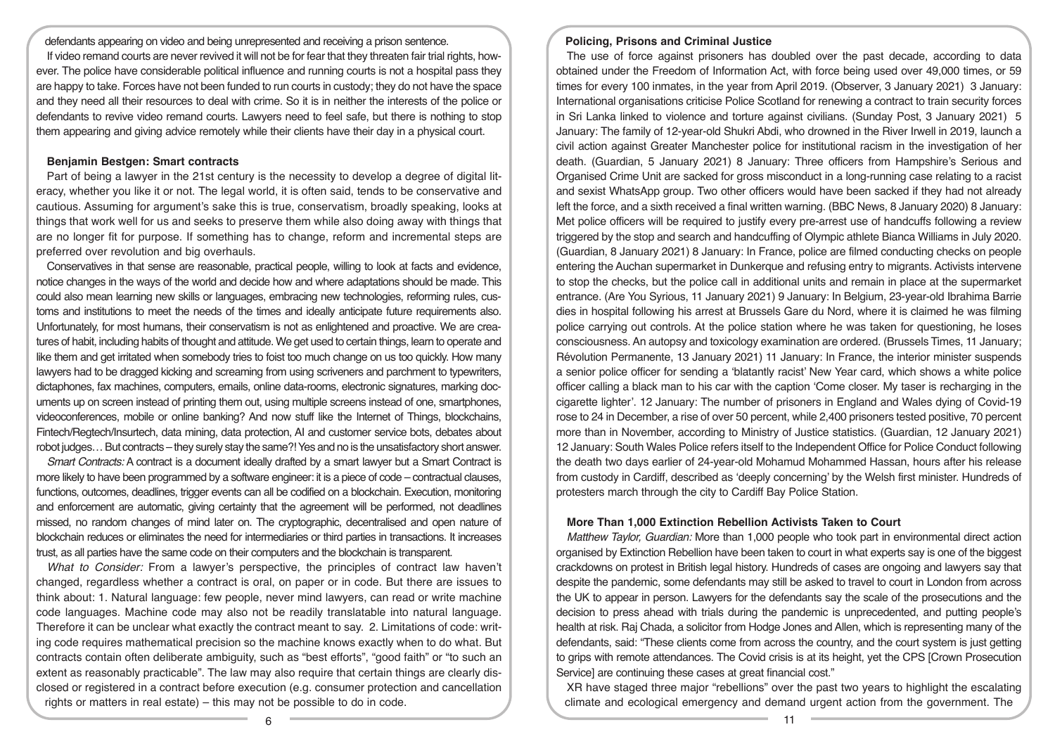defendants appearing on video and being unrepresented and receiving a prison sentence.

If video remand courts are never revived it will not be for fear that they threaten fair trial rights, however. The police have considerable political influence and running courts is not a hospital pass they are happy to take. Forces have not been funded to run courts in custody; they do not have the space and they need all their resources to deal with crime. So it is in neither the interests of the police or defendants to revive video remand courts. Lawyers need to feel safe, but there is nothing to stop them appearing and giving advice remotely while their clients have their day in a physical court.

**Benjamin Bestgen: Smart contracts**

Part of being a lawyer in the 21st century is the necessity to develop a degree of digital literacy, whether you like it or not. The legal world, it is often said, tends to be conservative and cautious. Assuming for argument's sake this is true, conservatism, broadly speaking, looks at things that work well for us and seeks to preserve them while also doing away with things that are no longer fit for purpose. If something has to change, reform and incremental steps are preferred over revolution and big overhauls.

Conservatives in that sense are reasonable, practical people, willing to look at facts and evidence, notice changes in the ways of the world and decide how and where adaptations should be made. This could also mean learning new skills or languages, embracing new technologies, reforming rules, customs and institutions to meet the needs of the times and ideally anticipate future requirements also. Unfortunately, for most humans, their conservatism is not as enlightened and proactive. We are creatures of habit, including habits of thought and attitude. We get used to certain things, learn to operate and like them and get irritated when somebody tries to foist too much change on us too quickly. How many lawyers had to be dragged kicking and screaming from using scriveners and parchment to typewriters, dictaphones, fax machines, computers, emails, online data-rooms, electronic signatures, marking documents up on screen instead of printing them out, using multiple screens instead of one, smartphones, videoconferences, mobile or online banking? And now stuff like the Internet of Things, blockchains, Fintech/Regtech/Insurtech, data mining, data protection, AI and customer service bots, debates about robot judges… But contracts – they surely stay the same?! Yes and no is the unsatisfactory short answer.

*Smart Contracts:* A contract is a document ideally drafted by a smart lawyer but a Smart Contract is more likely to have been programmed by a software engineer: it is a piece of code – contractual clauses, functions, outcomes, deadlines, trigger events can all be codified on a blockchain. Execution, monitoring and enforcement are automatic, giving certainty that the agreement will be performed, not deadlines missed, no random changes of mind later on. The cryptographic, decentralised and open nature of blockchain reduces or eliminates the need for intermediaries or third parties in transactions. It increases trust, as all parties have the same code on their computers and the blockchain is transparent.

*What to Consider:* From a lawyer's perspective, the principles of contract law haven't changed, regardless whether a contract is oral, on paper or in code. But there are issues to think about: 1. Natural language: few people, never mind lawyers, can read or write machine code languages. Machine code may also not be readily translatable into natural language. Therefore it can be unclear what exactly the contract meant to say. 2. Limitations of code: writing code requires mathematical precision so the machine knows exactly when to do what. But contracts contain often deliberate ambiguity, such as "best efforts", "good faith" or "to such an extent as reasonably practicable". The law may also require that certain things are clearly disclosed or registered in a contract before execution (e.g. consumer protection and cancellation rights or matters in real estate) – this may not be possible to do in code.

**Policing, Prisons and Criminal Justice**

The use of force against prisoners has doubled over the past decade, according to data obtained under the Freedom of Information Act, with force being used over 49,000 times, or 59 times for every 100 inmates, in the year from April 2019. (Observer, 3 January 2021) 3 January: International organisations criticise Police Scotland for renewing a contract to train security forces in Sri Lanka linked to violence and torture against civilians. (Sunday Post, 3 January 2021) 5 January: The family of 12-year-old Shukri Abdi, who drowned in the River Irwell in 2019, launch a civil action against Greater Manchester police for institutional racism in the investigation of her death. (Guardian, 5 January 2021) 8 January: Three officers from Hampshire's Serious and Organised Crime Unit are sacked for gross misconduct in a long-running case relating to a racist and sexist WhatsApp group. Two other officers would have been sacked if they had not already left the force, and a sixth received a final written warning. (BBC News, 8 January 2020) 8 January: Met police officers will be required to justify every pre-arrest use of handcuffs following a review triggered by the stop and search and handcuffing of Olympic athlete Bianca Williams in July 2020. (Guardian, 8 January 2021) 8 January: In France, police are filmed conducting checks on people entering the Auchan supermarket in Dunkerque and refusing entry to migrants. Activists intervene to stop the checks, but the police call in additional units and remain in place at the supermarket entrance. (Are You Syrious, 11 January 2021) 9 January: In Belgium, 23-year-old Ibrahima Barrie dies in hospital following his arrest at Brussels Gare du Nord, where it is claimed he was filming police carrying out controls. At the police station where he was taken for questioning, he loses consciousness. An autopsy and toxicology examination are ordered. (Brussels Times, 11 January; Révolution Permanente, 13 January 2021) 11 January: In France, the interior minister suspends a senior police officer for sending a 'blatantly racist' New Year card, which shows a white police officer calling a black man to his car with the caption 'Come closer. My taser is recharging in the cigarette lighter'. 12 January: The number of prisoners in England and Wales dying of Covid-19 rose to 24 in December, a rise of over 50 percent, while 2,400 prisoners tested positive, 70 percent more than in November, according to Ministry of Justice statistics. (Guardian, 12 January 2021) 12 January: South Wales Police refers itself to the Independent Office for Police Conduct following the death two days earlier of 24-year-old Mohamud Mohammed Hassan, hours after his release from custody in Cardiff, described as 'deeply concerning' by the Welsh first minister. Hundreds of protesters march through the city to Cardiff Bay Police Station.

**More Than 1,000 Extinction Rebellion Activists Taken to Court**

*Matthew Taylor, Guardian:* More than 1,000 people who took part in environmental direct action organised by Extinction Rebellion have been taken to court in what experts say is one of the biggest crackdowns on protest in British legal history. Hundreds of cases are ongoing and lawyers say that despite the pandemic, some defendants may still be asked to travel to court in London from across the UK to appear in person. Lawyers for the defendants say the scale of the prosecutions and the decision to press ahead with trials during the pandemic is unprecedented, and putting people's health at risk. Raj Chada, a solicitor from Hodge Jones and Allen, which is representing many of the defendants, said: "These clients come from across the country, and the court system is just getting to grips with remote attendances. The Covid crisis is at its height, yet the CPS [Crown Prosecution Service] are continuing these cases at great financial cost."

XR have staged three major "rebellions" over the past two years to highlight the escalating climate and ecological emergency and demand urgent action from the government. The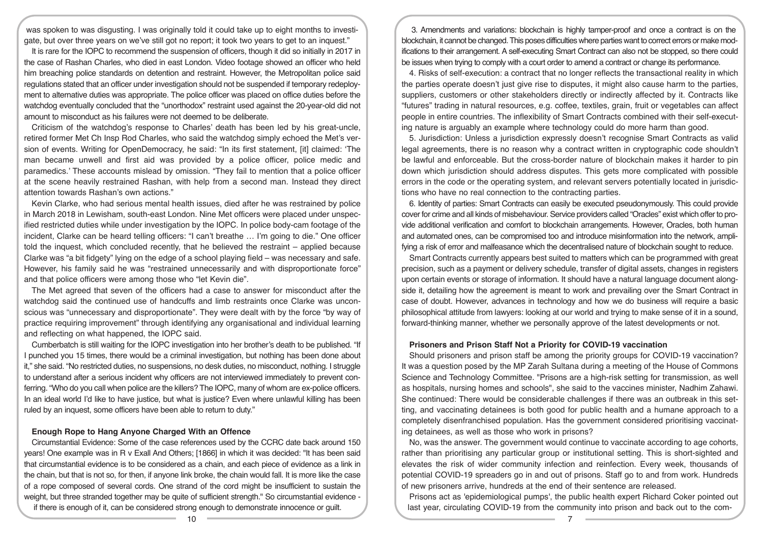was spoken to was disgusting. I was originally told it could take up to eight months to investigate, but over three years on we've still got no report; it took two years to get to an inquest."

It is rare for the IOPC to recommend the suspension of officers, though it did so initially in 2017 in the case of Rashan Charles, who died in east London. Video footage showed an officer who held him breaching police standards on detention and restraint. However, the Metropolitan police said regulations stated that an officer under investigation should not be suspended if temporary redeployment to alternative duties was appropriate. The police officer was placed on office duties before the watchdog eventually concluded that the "unorthodox" restraint used against the 20-year-old did not amount to misconduct as his failures were not deemed to be deliberate.

Criticism of the watchdog's response to Charles' death has been led by his great-uncle, retired former Met Ch Insp Rod Charles, who said the watchdog simply echoed the Met's version of events. Writing for OpenDemocracy, he said: "In its first statement, [it] claimed: 'The man became unwell and first aid was provided by a police officer, police medic and paramedics.' These accounts mislead by omission. "They fail to mention that a police officer at the scene heavily restrained Rashan, with help from a second man. Instead they direct attention towards Rashan's own actions."

Kevin Clarke, who had serious mental health issues, died after he was restrained by police in March 2018 in Lewisham, south-east London. Nine Met officers were placed under unspecified restricted duties while under investigation by the IOPC. In police body-cam footage of the incident, Clarke can be heard telling officers: "I can't breathe … I'm going to die." One officer told the inquest, which concluded recently, that he believed the restraint – applied because Clarke was "a bit fidgety" lying on the edge of a school playing field – was necessary and safe. However, his family said he was "restrained unnecessarily and with disproportionate force" and that police officers were among those who "let Kevin die".

The Met agreed that seven of the officers had a case to answer for misconduct after the watchdog said the continued use of handcuffs and limb restraints once Clarke was unconscious was "unnecessary and disproportionate". They were dealt with by the force "by way of practice requiring improvement" through identifying any organisational and individual learning and reflecting on what happened, the IOPC said.

Cumberbatch is still waiting for the IOPC investigation into her brother's death to be published. "If I punched you 15 times, there would be a criminal investigation, but nothing has been done about it," she said. "No restricted duties, no suspensions, no desk duties, no misconduct, nothing. I struggle to understand after a serious incident why officers are not interviewed immediately to prevent conferring. "Who do you call when police are the killers? The IOPC, many of whom are ex-police officers. In an ideal world I'd like to have justice, but what is justice? Even where unlawful killing has been ruled by an inquest, some officers have been able to return to duty."

## Enough Rope to Hang Anyone Charged With an Offence

Circumstantial Evidence: Some of the case references used by the CCRC date back around 150 years! One example was in R v Exall And Others; [1866] in which it was decided: "It has been said that circumstantial evidence is to be considered as a chain, and each piece of evidence as a link in the chain, but that is not so, for then, if anyone link broke, the chain would fall. It is more like the case of a rope composed of several cords. One strand of the cord might be insufficient to sustain the weight, but three stranded together may be quite of sufficient strength." So circumstantial evidence - if there is enough of it, can be considered strong enough to demonstrate innocence or guilt.

3. Amendments and variations: blockchain is highly tamper-proof and once a contract is on the blockchain, it cannot be changed. This poses difficulties where parties want to correct errors or make modifications to their arrangement. A self-executing Smart Contract can also not be stopped, so there could be issues when trying to comply with a court order to amend a contract or change its performance.

4. Risks of self-execution: a contract that no longer reflects the transactional reality in which the parties operate doesn't just give rise to disputes, it might also cause harm to the parties, suppliers, customers or other stakeholders directly or indirectly affected by it. Contracts like "futures" trading in natural resources, e.g. coffee, textiles, grain, fruit or vegetables can affect people in entire countries. The inflexibility of Smart Contracts combined with their self-executing nature is arguably an example where technology could do more harm than good.

5. Jurisdiction: Unless a jurisdiction expressly doesn't recognise Smart Contracts as valid legal agreements, there is no reason why a contract written in cryptographic code shouldn't be lawful and enforceable. But the cross-border nature of blockchain makes it harder to pin down which jurisdiction should address disputes. This gets more complicated with possible errors in the code or the operating system, and relevant servers potentially located in jurisdictions who have no real connection to the contracting parties.

6. Identity of parties: Smart Contracts can easily be executed pseudonymously. This could provide cover for crime and all kinds of misbehaviour. Service providers called "Oracles" exist which offer to provide additional verification and comfort to blockchain arrangements. However, Oracles, both human and automated ones, can be compromised too and introduce misinformation into the network, amplifying a risk of error and malfeasance which the decentralised nature of blockchain sought to reduce.

Smart Contracts currently appears best suited to matters which can be programmed with great precision, such as a payment or delivery schedule, transfer of digital assets, changes in registers upon certain events or storage of information. It should have a natural language document alongside it, detailing how the agreement is meant to work and prevailing over the Smart Contract in case of doubt. However, advances in technology and how we do business will require a basic philosophical attitude from lawyers: looking at our world and trying to make sense of it in a sound, forward-thinking manner, whether we personally approve of the latest developments or not.

## Prisoners and Prison Staff Not a Priority for COVID-19 vaccination

Should prisoners and prison staff be among the priority groups for COVID-19 vaccination? It was a question posed by the MP Zarah Sultana during a meeting of the House of Commons Science and Technology Committee. "Prisons are a high-risk setting for transmission, as well as hospitals, nursing homes and schools", she said to the vaccines minister, Nadhim Zahawi. She continued: There would be considerable challenges if there was an outbreak in this setting, and vaccinating detainees is both good for public health and a humane approach to a completely disenfranchised population. Has the government considered prioritising vaccinating detainees, as well as those who work in prisons?

No, was the answer. The government would continue to vaccinate according to age cohorts, rather than prioritising any particular group or institutional setting. This is short-sighted and elevates the risk of wider community infection and reinfection. Every week, thousands of potential COVID-19 spreaders go in and out of prisons. Staff go to and from work. Hundreds of new prisoners arrive, hundreds at the end of their sentence are released.

Prisons act as 'epidemiological pumps', the public health expert Richard Coker pointed out last year, circulating COVID-19 from the community into prison and back out to the com-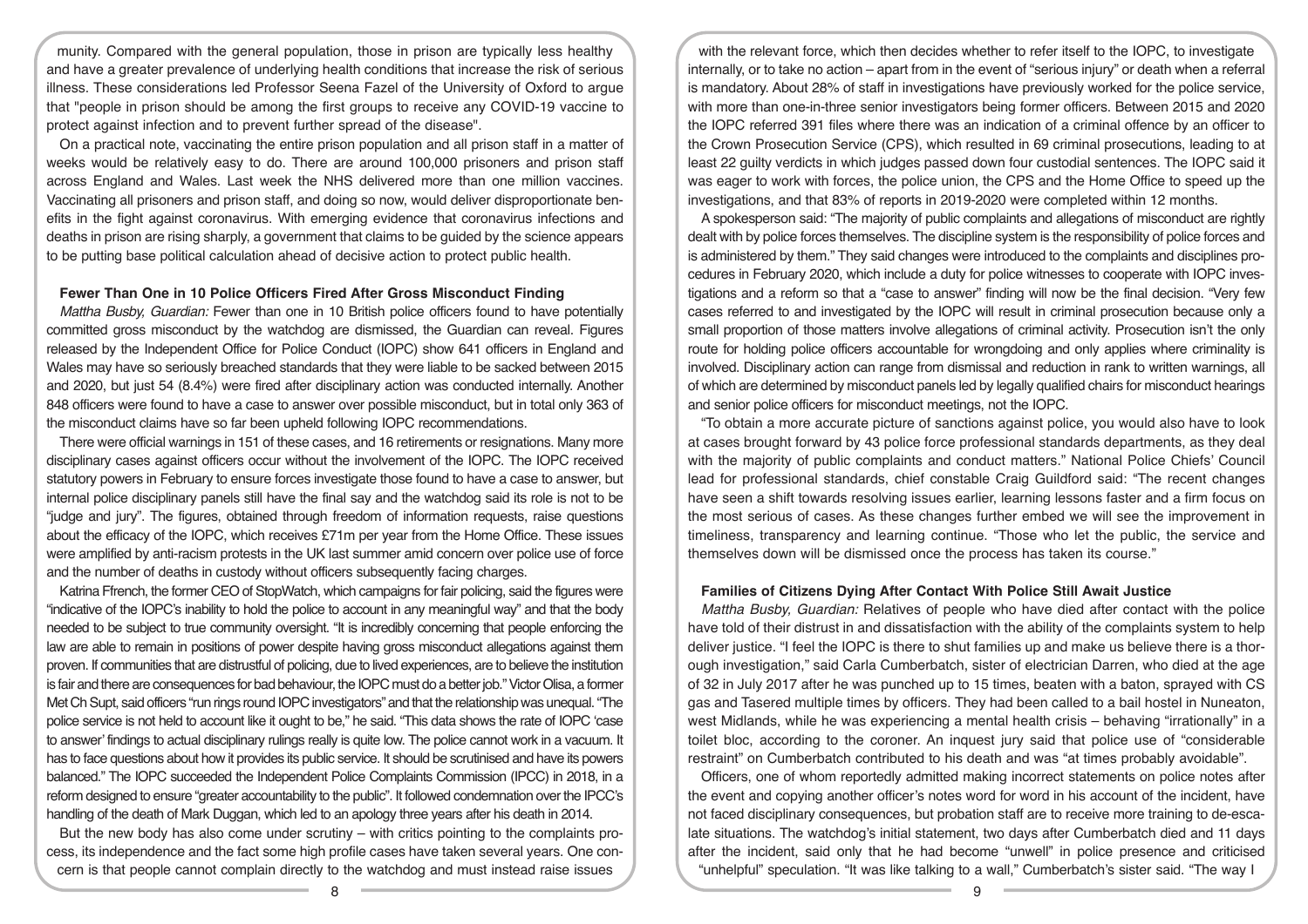munity. Compared with the general population, those in prison are typically less healthy and have a greater prevalence of underlying health conditions that increase the risk of serious illness. These considerations led Professor Seena Fazel of the University of Oxford to argue that "people in prison should be among the first groups to receive any COVID-19 vaccine to protect against infection and to prevent further spread of the disease".

On a practical note, vaccinating the entire prison population and all prison staff in a matter of weeks would be relatively easy to do. There are around 100,000 prisoners and prison staff across England and Wales. Last week the NHS delivered more than one million vaccines. Vaccinating all prisoners and prison staff, and doing so now, would deliver disproportionate benefits in the fight against coronavirus. With emerging evidence that coronavirus infections and deaths in prison are rising sharply, a government that claims to be guided by the science appears to be putting base political calculation ahead of decisive action to protect public health.

### Fewer Than One in 10 Police Officers Fired After Gross Misconduct Finding

*Mattha Busby, Guardian:* Fewer than one in 10 British police officers found to have potentially committed gross misconduct by the watchdog are dismissed, the Guardian can reveal. Figures released by the Independent Office for Police Conduct (IOPC) show 641 officers in England and Wales may have so seriously breached standards that they were liable to be sacked between 2015 and 2020, but just 54 (8.4%) were fired after disciplinary action was conducted internally. Another 848 officers were found to have a case to answer over possible misconduct, but in total only 363 of the misconduct claims have so far been upheld following IOPC recommendations.

There were official warnings in 151 of these cases, and 16 retirements or resignations. Many more disciplinary cases against officers occur without the involvement of the IOPC. The IOPC received statutory powers in February to ensure forces investigate those found to have a case to answer, but internal police disciplinary panels still have the final say and the watchdog said its role is not to be "judge and jury". The figures, obtained through freedom of information requests, raise questions about the efficacy of the IOPC, which receives £71m per year from the Home Office. These issues were amplified by anti-racism protests in the UK last summer amid concern over police use of force and the number of deaths in custody without officers subsequently facing charges.

Katrina Ffrench, the former CEO of StopWatch, which campaigns for fair policing, said the figures were "indicative of the IOPC's inability to hold the police to account in any meaningful way" and that the body needed to be subject to true community oversight. "It is incredibly concerning that people enforcing the law are able to remain in positions of power despite having gross misconduct allegations against them proven. If communities that are distrustful of policing, due to lived experiences, are to believe the institution is fair and there are consequences for bad behaviour, the IOPC must do a better job." Victor Olisa, a former Met Ch Supt, said officers "run rings round IOPC investigators" and that the relationship was unequal. "The police service is not held to account like it ought to be," he said. "This data shows the rate of IOPC 'case to answer' findings to actual disciplinary rulings really is quite low. The police cannot work in a vacuum. It has to face questions about how it provides its public service. It should be scrutinised and have its powers balanced." The IOPC succeeded the Independent Police Complaints Commission (IPCC) in 2018, in a reform designed to ensure "greater accountability to the public". It followed condemnation over the IPCC's handling of the death of Mark Duggan, which led to an apology three years after his death in 2014.

But the new body has also come under scrutiny – with critics pointing to the complaints process, its independence and the fact some high profile cases have taken several years. One concern is that people cannot complain directly to the watchdog and must instead raise issues with the relevant force, which then decides whether to refer itself to the IOPC, to investigate internally, or to take no action – apart from in the event of "serious injury" or death when a referral is mandatory. About 28% of staff in investigations have previously worked for the police service, with more than one-in-three senior investigators being former officers. Between 2015 and 2020 the IOPC referred 391 files where there was an indication of a criminal offence by an officer to the Crown Prosecution Service (CPS), which resulted in 69 criminal prosecutions, leading to at least 22 guilty verdicts in which judges passed down four custodial sentences. The IOPC said it was eager to work with forces, the police union, the CPS and the Home Office to speed up the investigations, and that 83% of reports in 2019-2020 were completed within 12 months.

A spokesperson said: "The majority of public complaints and allegations of misconduct are rightly dealt with by police forces themselves. The discipline system is the responsibility of police forces and is administered by them." They said changes were introduced to the complaints and disciplines procedures in February 2020, which include a duty for police witnesses to cooperate with IOPC investigations and a reform so that a "case to answer" finding will now be the final decision. "Very few cases referred to and investigated by the IOPC will result in criminal prosecution because only a small proportion of those matters involve allegations of criminal activity. Prosecution isn't the only route for holding police officers accountable for wrongdoing and only applies where criminality is involved. Disciplinary action can range from dismissal and reduction in rank to written warnings, all of which are determined by misconduct panels led by legally qualified chairs for misconduct hearings and senior police officers for misconduct meetings, not the IOPC.

"To obtain a more accurate picture of sanctions against police, you would also have to look at cases brought forward by 43 police force professional standards departments, as they deal with the majority of public complaints and conduct matters." National Police Chiefs' Council lead for professional standards, chief constable Craig Guildford said: "The recent changes have seen a shift towards resolving issues earlier, learning lessons faster and a firm focus on the most serious of cases. As these changes further embed we will see the improvement in timeliness, transparency and learning continue. "Those who let the public, the service and themselves down will be dismissed once the process has taken its course."

### Families of Citizens Dying After Contact With Police Still Await Justice

*Mattha Busby, Guardian:* Relatives of people who have died after contact with the police have told of their distrust in and dissatisfaction with the ability of the complaints system to help deliver justice. "I feel the IOPC is there to shut families up and make us believe there is a thorough investigation," said Carla Cumberbatch, sister of electrician Darren, who died at the age of 32 in July 2017 after he was punched up to 15 times, beaten with a baton, sprayed with CS gas and Tasered multiple times by officers. They had been called to a bail hostel in Nuneaton, west Midlands, while he was experiencing a mental health crisis – behaving "irrationally" in a toilet bloc, according to the coroner. An inquest jury said that police use of "considerable restraint" on Cumberbatch contributed to his death and was "at times probably avoidable".

Officers, one of whom reportedly admitted making incorrect statements on police notes after the event and copying another officer's notes word for word in his account of the incident, have not faced disciplinary consequences, but probation staff are to receive more training to de-escalate situations. The watchdog's initial statement, two days after Cumberbatch died and 11 days after the incident, said only that he had become "unwell" in police presence and criticised "unhelpful" speculation. "It was like talking to a wall," Cumberbatch's sister said. "The way I